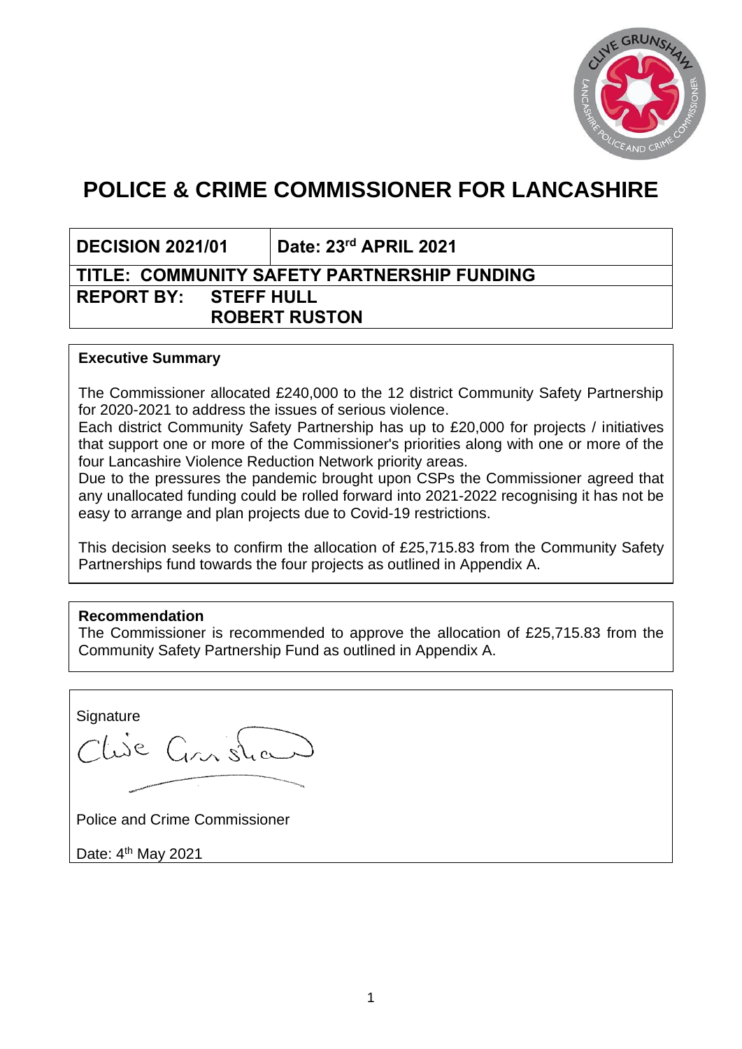# POLICE & CRIME COMMISSIONER FOR LANCASHIRE

| DECISION 2021/01 | Date: 23rd APRIL 2021 |
|---|---|
| **TITLE: COMMUNITY SAFETY PARTNERSHIP FUNDING** | |
| **REPORT BY: STEFF HULL<br>ROBERT RUSTON** | |

**Executive Summary**

The Commissioner allocated £240,000 to the 12 district Community Safety Partnership for 2020-2021 to address the issues of serious violence.
Each district Community Safety Partnership has up to £20,000 for projects / initiatives that support one or more of the Commissioner's priorities along with one or more of the four Lancashire Violence Reduction Network priority areas.
Due to the pressures the pandemic brought upon CSPs the Commissioner agreed that any unallocated funding could be rolled forward into 2021-2022 recognising it has not be easy to arrange and plan projects due to Covid-19 restrictions.

This decision seeks to confirm the allocation of £25,715.83 from the Community Safety Partnerships fund towards the four projects as outlined in Appendix A.

**Recommendation**
The Commissioner is recommended to approve the allocation of £25,715.83 from the Community Safety Partnership Fund as outlined in Appendix A.

Signature

Clive Grunshaw

Police and Crime Commissioner

Date: 4th May 2021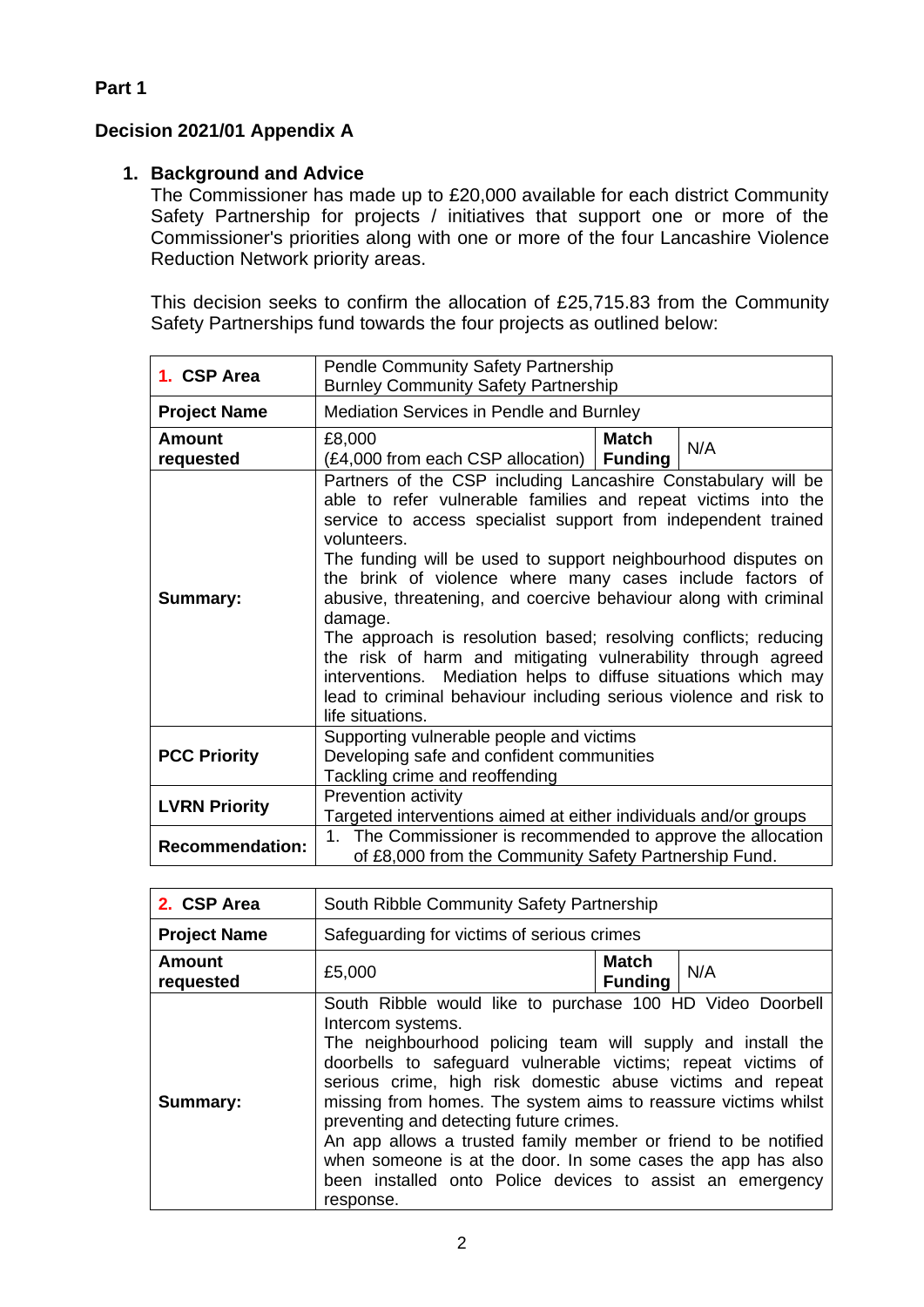**Part 1**

**Decision 2021/01 Appendix A**

## 1. Background and Advice

The Commissioner has made up to £20,000 available for each district Community Safety Partnership for projects / initiatives that support one or more of the Commissioner's priorities along with one or more of the four Lancashire Violence Reduction Network priority areas.

This decision seeks to confirm the allocation of £25,715.83 from the Community Safety Partnerships fund towards the four projects as outlined below:

| **1. CSP Area** | Pendle Community Safety Partnership<br>Burnley Community Safety Partnership | | |
|---|---|---|---|
| **Project Name** | Mediation Services in Pendle and Burnley | | |
| **Amount requested** | £8,000<br>(£4,000 from each CSP allocation) | **Match Funding** | N/A |
| **Summary:** | Partners of the CSP including Lancashire Constabulary will be able to refer vulnerable families and repeat victims into the service to access specialist support from independent trained volunteers.<br>The funding will be used to support neighbourhood disputes on the brink of violence where many cases include factors of abusive, threatening, and coercive behaviour along with criminal damage.<br>The approach is resolution based; resolving conflicts; reducing the risk of harm and mitigating vulnerability through agreed interventions. Mediation helps to diffuse situations which may lead to criminal behaviour including serious violence and risk to life situations. | | |
| **PCC Priority** | Supporting vulnerable people and victims<br>Developing safe and confident communities<br>Tackling crime and reoffending | | |
| **LVRN Priority** | Prevention activity<br>Targeted interventions aimed at either individuals and/or groups | | |
| **Recommendation:** | 1. The Commissioner is recommended to approve the allocation of £8,000 from the Community Safety Partnership Fund. | | |

| **2. CSP Area** | South Ribble Community Safety Partnership | | |
|---|---|---|---|
| **Project Name** | Safeguarding for victims of serious crimes | | |
| **Amount requested** | £5,000 | **Match Funding** | N/A |
| **Summary:** | South Ribble would like to purchase 100 HD Video Doorbell Intercom systems.<br>The neighbourhood policing team will supply and install the doorbells to safeguard vulnerable victims; repeat victims of serious crime, high risk domestic abuse victims and repeat missing from homes. The system aims to reassure victims whilst preventing and detecting future crimes.<br>An app allows a trusted family member or friend to be notified when someone is at the door. In some cases the app has also been installed onto Police devices to assist an emergency response. | | |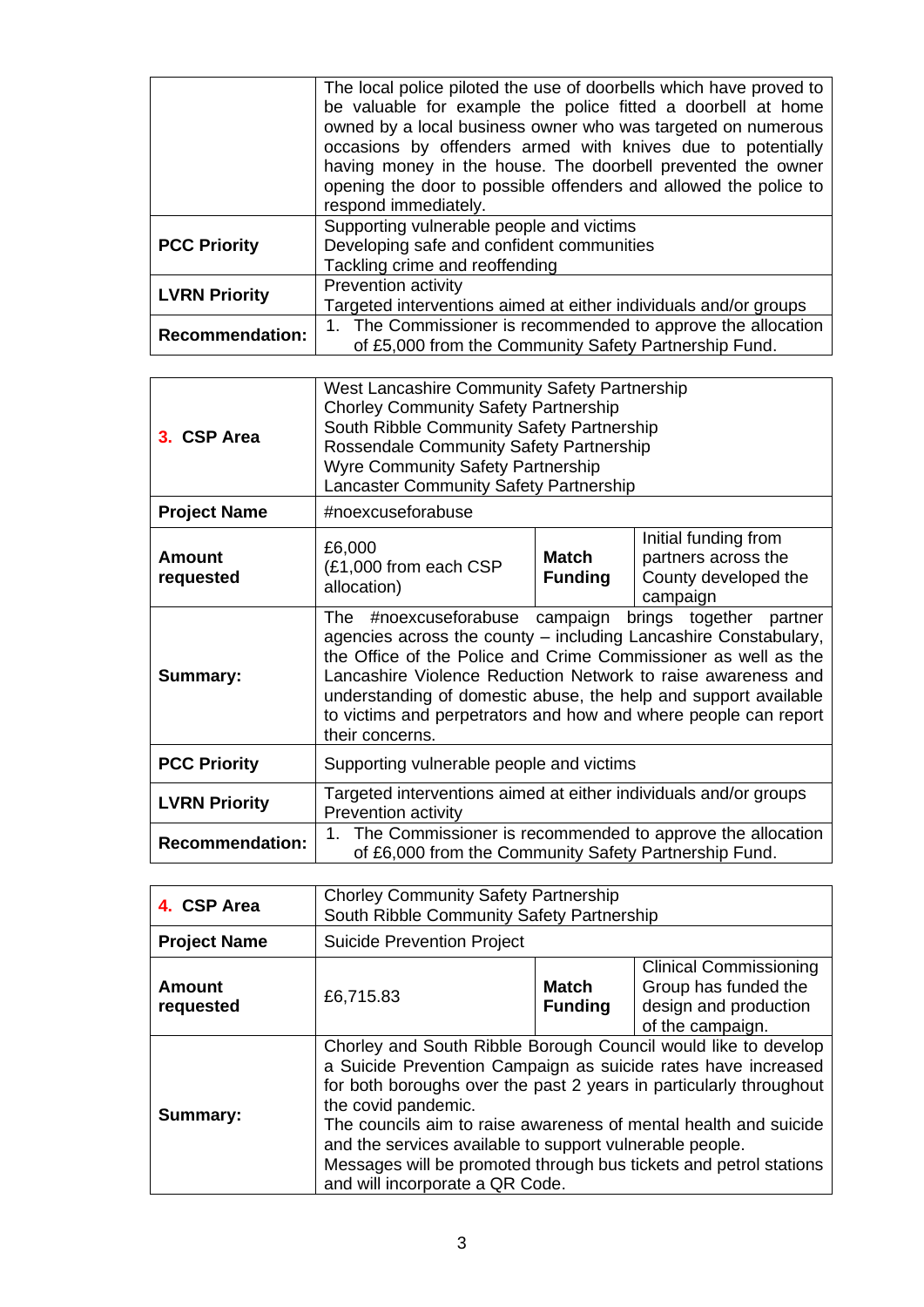| | |
|---|---|
| | The local police piloted the use of doorbells which have proved to be valuable for example the police fitted a doorbell at home owned by a local business owner who was targeted on numerous occasions by offenders armed with knives due to potentially having money in the house. The doorbell prevented the owner opening the door to possible offenders and allowed the police to respond immediately. |
| **PCC Priority** | Supporting vulnerable people and victims<br>Developing safe and confident communities<br>Tackling crime and reoffending |
| **LVRN Priority** | Prevention activity<br>Targeted interventions aimed at either individuals and/or groups |
| **Recommendation:** | 1. The Commissioner is recommended to approve the allocation of £5,000 from the Community Safety Partnership Fund. |

| **3. CSP Area** | West Lancashire Community Safety Partnership<br>Chorley Community Safety Partnership<br>South Ribble Community Safety Partnership<br>Rossendale Community Safety Partnership<br>Wyre Community Safety Partnership<br>Lancaster Community Safety Partnership | | |
|---|---|---|---|
| **Project Name** | #noexcuseforabuse | | |
| **Amount requested** | £6,000<br>(£1,000 from each CSP allocation) | **Match Funding** | Initial funding from partners across the County developed the campaign |
| **Summary:** | The #noexcuseforabuse campaign brings together partner agencies across the county – including Lancashire Constabulary, the Office of the Police and Crime Commissioner as well as the Lancashire Violence Reduction Network to raise awareness and understanding of domestic abuse, the help and support available to victims and perpetrators and how and where people can report their concerns. | | |
| **PCC Priority** | Supporting vulnerable people and victims | | |
| **LVRN Priority** | Targeted interventions aimed at either individuals and/or groups<br>Prevention activity | | |
| **Recommendation:** | 1. The Commissioner is recommended to approve the allocation of £6,000 from the Community Safety Partnership Fund. | | |

| **4. CSP Area** | Chorley Community Safety Partnership<br>South Ribble Community Safety Partnership | | |
|---|---|---|---|
| **Project Name** | Suicide Prevention Project | | |
| **Amount requested** | £6,715.83 | **Match Funding** | Clinical Commissioning Group has funded the design and production of the campaign. |
| **Summary:** | Chorley and South Ribble Borough Council would like to develop a Suicide Prevention Campaign as suicide rates have increased for both boroughs over the past 2 years in particularly throughout the covid pandemic.<br>The councils aim to raise awareness of mental health and suicide and the services available to support vulnerable people.<br>Messages will be promoted through bus tickets and petrol stations and will incorporate a QR Code. | | |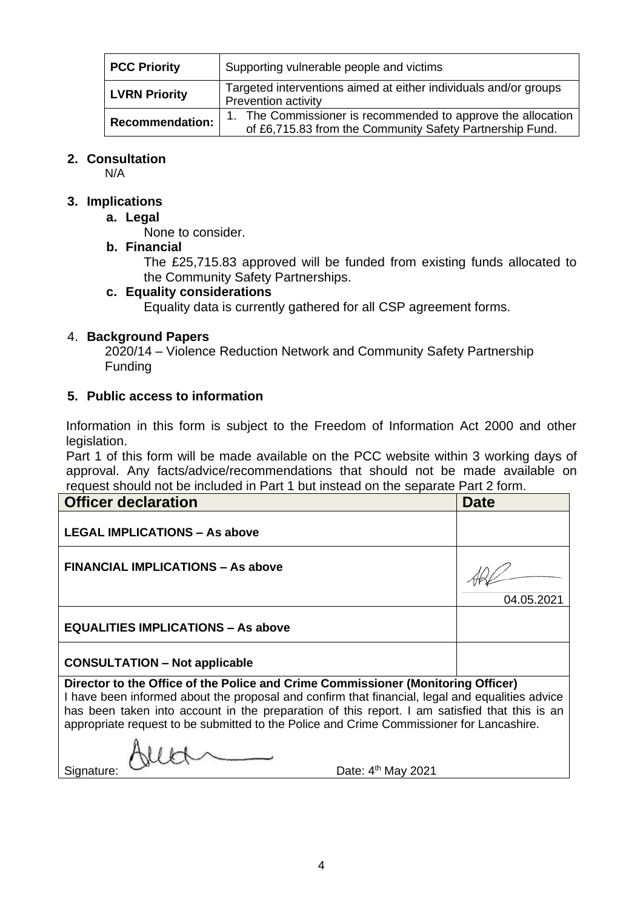| | |
|---|---|
| **PCC Priority** | Supporting vulnerable people and victims |
| **LVRN Priority** | Targeted interventions aimed at either individuals and/or groups Prevention activity |
| **Recommendation:** | 1. The Commissioner is recommended to approve the allocation of £6,715.83 from the Community Safety Partnership Fund. |

## 2. Consultation

N/A

## 3. Implications

### a. Legal

None to consider.

### b. Financial

The £25,715.83 approved will be funded from existing funds allocated to the Community Safety Partnerships.

### c. Equality considerations

Equality data is currently gathered for all CSP agreement forms.

## 4. Background Papers

2020/14 – Violence Reduction Network and Community Safety Partnership Funding

## 5. Public access to information

Information in this form is subject to the Freedom of Information Act 2000 and other legislation.

Part 1 of this form will be made available on the PCC website within 3 working days of approval. Any facts/advice/recommendations that should not be made available on request should not be included in Part 1 but instead on the separate Part 2 form.

| **Officer declaration** | **Date** |
|---|---|
| **LEGAL IMPLICATIONS – As above** | |
| **FINANCIAL IMPLICATIONS – As above** | [signature] 04.05.2021 |
| **EQUALITIES IMPLICATIONS – As above** | |
| **CONSULTATION – Not applicable** | |

**Director to the Office of the Police and Crime Commissioner (Monitoring Officer)**

I have been informed about the proposal and confirm that financial, legal and equalities advice has been taken into account in the preparation of this report. I am satisfied that this is an appropriate request to be submitted to the Police and Crime Commissioner for Lancashire.

Signature: [signature] Date: 4th May 2021